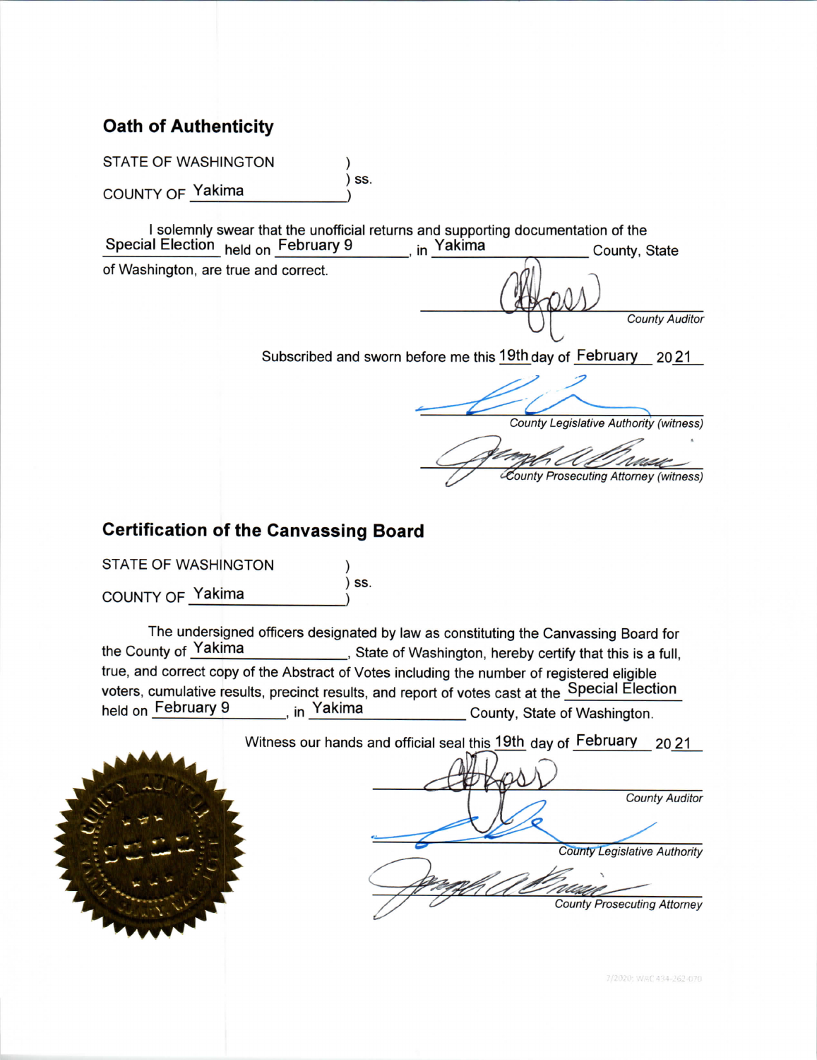## Oath of Authenticity

STATE OF WASHINGTON )
) ss.
COUNTY OF Yakima )

I solemnly swear that the unofficial returns and supporting documentation of the Special Election held on February 9, in Yakima County, State of Washington, are true and correct.

_______________________
*County Auditor*

Subscribed and sworn before me this 19th day of February 2021

_______________________
*County Legislative Authority (witness)*

_______________________
*County Prosecuting Attorney (witness)*

## Certification of the Canvassing Board

STATE OF WASHINGTON )
) ss.
COUNTY OF Yakima )

The undersigned officers designated by law as constituting the Canvassing Board for the County of Yakima, State of Washington, hereby certify that this is a full, true, and correct copy of the Abstract of Votes including the number of registered eligible voters, cumulative results, precinct results, and report of votes cast at the Special Election held on February 9, in Yakima County, State of Washington.

Witness our hands and official seal this 19th day of February 2021

_______________________
*County Auditor*

_______________________
*County Legislative Authority*

_______________________
*County Prosecuting Attorney*

7/2020; WAC 434-262-070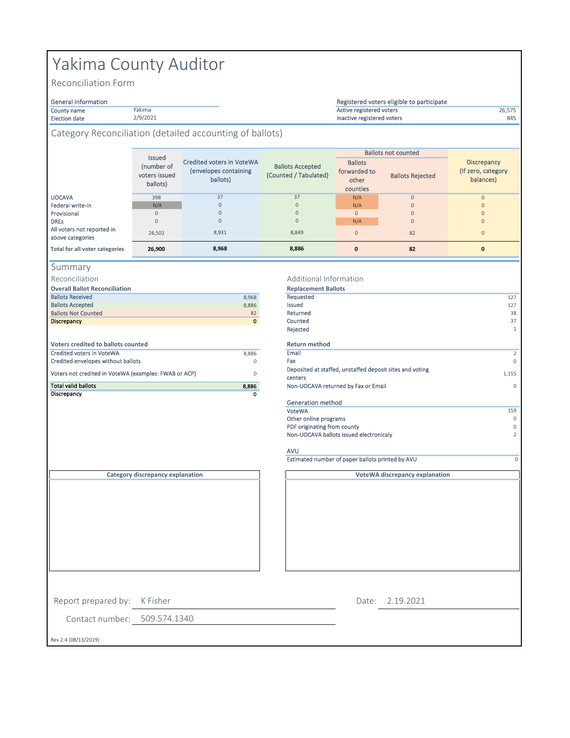# Yakima County Auditor

## Reconciliation Form

| General information | |
|---|---|
| County name | Yakima |
| Election date | 2/9/2021 |

| Registered voters eligible to participate | |
|---|---|
| Active registered voters | 26,575 |
| Inactive registered voters | 845 |

## Category Reconciliation (detailed accounting of ballots)

| | Issued (number of voters issued ballots) | Credited voters in VoteWA (envelopes containing ballots) | Ballots Accepted (Counted / Tabulated) | Ballots not counted | | Discrepancy (If zero, category balances) |
|---|---|---|---|---|---|---|
| | | | | Ballots forwarded to other counties | Ballots Rejected | |
| UOCAVA | 398 | 37 | 37 | N/A | 0 | 0 |
| Federal write-in | N/A | 0 | 0 | N/A | 0 | 0 |
| Provisional | 0 | 0 | 0 | 0 | 0 | 0 |
| DREs | 0 | 0 | 0 | N/A | 0 | 0 |
| All voters not reported in above categories | 26,502 | 8,931 | 8,849 | 0 | 82 | 0 |
| **Total for all voter categories** | **26,900** | **8,968** | **8,886** | **0** | **82** | **0** |

## Summary

### Reconciliation

**Overall Ballot Reconciliation**

| | |
|---|---|
| Ballots Received | 8,968 |
| Ballots Accepted | 8,886 |
| Ballots Not Counted | 82 |
| **Discrepancy** | **0** |

**Voters credited to ballots counted**

| | |
|---|---|
| Credited voters in VoteWA | 8,886 |
| Credited envelopes without ballots | 0 |
| Voters not credited in VoteWA (examples: FWAB or ACP) | 0 |
| **Total valid ballots** | **8,886** |
| **Discrepancy** | **0** |

### Additional Information

**Replacement Ballots**

| | |
|---|---|
| Requested | 127 |
| Issued | 127 |
| Returned | 38 |
| Counted | 37 |
| Rejected | 1 |

**Return method**

| | |
|---|---|
| Email | 2 |
| Fax | 0 |
| Deposited at staffed, unstaffed deposit sites and voting centers | 1,155 |
| Non-UOCAVA returned by Fax or Email | 0 |

**Generation method**

| | |
|---|---|
| VoteWA | 159 |
| Other online programs | 0 |
| PDF originating from county | 0 |
| Non-UOCAVA ballots issued electronicaly | 2 |

**AVU**

| | |
|---|---|
| Estimated number of paper ballots printed by AVU | 0 |

**Category discrepancy explanation**

**VoteWA discrepancy explanation**

Report prepared by: K Fisher

Date: 2.19.2021

Contact number: 509.574.1340

Rev 2.4 (08/13/2019)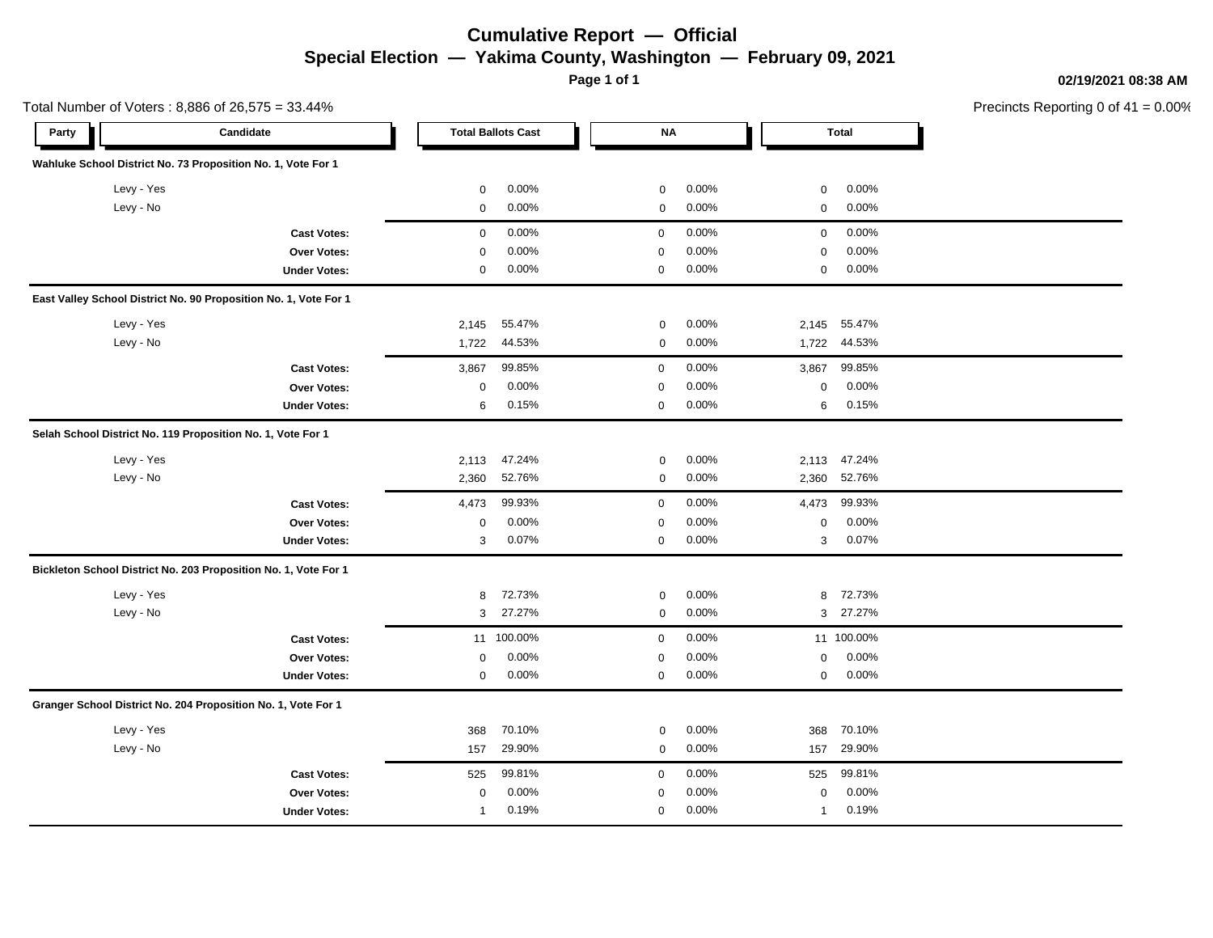# Cumulative Report — Official

## Special Election — Yakima County, Washington — February 09, 2021

02/19/2021 08:38 AM

Total Number of Voters : 8,886 of 26,575 = 33.44%

Precincts Reporting 0 of 41 = 0.00%

| Party | Candidate | Total Ballots Cast | | NA | | Total | |
|---|---|---|---|---|---|---|---|
| **Wahluke School District No. 73 Proposition No. 1, Vote For 1** | | | | | | | |
| | Levy - Yes | 0 | 0.00% | 0 | 0.00% | 0 | 0.00% |
| | Levy - No | 0 | 0.00% | 0 | 0.00% | 0 | 0.00% |
| | **Cast Votes:** | 0 | 0.00% | 0 | 0.00% | 0 | 0.00% |
| | **Over Votes:** | 0 | 0.00% | 0 | 0.00% | 0 | 0.00% |
| | **Under Votes:** | 0 | 0.00% | 0 | 0.00% | 0 | 0.00% |
| **East Valley School District No. 90 Proposition No. 1, Vote For 1** | | | | | | | |
| | Levy - Yes | 2,145 | 55.47% | 0 | 0.00% | 2,145 | 55.47% |
| | Levy - No | 1,722 | 44.53% | 0 | 0.00% | 1,722 | 44.53% |
| | **Cast Votes:** | 3,867 | 99.85% | 0 | 0.00% | 3,867 | 99.85% |
| | **Over Votes:** | 0 | 0.00% | 0 | 0.00% | 0 | 0.00% |
| | **Under Votes:** | 6 | 0.15% | 0 | 0.00% | 6 | 0.15% |
| **Selah School District No. 119 Proposition No. 1, Vote For 1** | | | | | | | |
| | Levy - Yes | 2,113 | 47.24% | 0 | 0.00% | 2,113 | 47.24% |
| | Levy - No | 2,360 | 52.76% | 0 | 0.00% | 2,360 | 52.76% |
| | **Cast Votes:** | 4,473 | 99.93% | 0 | 0.00% | 4,473 | 99.93% |
| | **Over Votes:** | 0 | 0.00% | 0 | 0.00% | 0 | 0.00% |
| | **Under Votes:** | 3 | 0.07% | 0 | 0.00% | 3 | 0.07% |
| **Bickleton School District No. 203 Proposition No. 1, Vote For 1** | | | | | | | |
| | Levy - Yes | 8 | 72.73% | 0 | 0.00% | 8 | 72.73% |
| | Levy - No | 3 | 27.27% | 0 | 0.00% | 3 | 27.27% |
| | **Cast Votes:** | 11 | 100.00% | 0 | 0.00% | 11 | 100.00% |
| | **Over Votes:** | 0 | 0.00% | 0 | 0.00% | 0 | 0.00% |
| | **Under Votes:** | 0 | 0.00% | 0 | 0.00% | 0 | 0.00% |
| **Granger School District No. 204 Proposition No. 1, Vote For 1** | | | | | | | |
| | Levy - Yes | 368 | 70.10% | 0 | 0.00% | 368 | 70.10% |
| | Levy - No | 157 | 29.90% | 0 | 0.00% | 157 | 29.90% |
| | **Cast Votes:** | 525 | 99.81% | 0 | 0.00% | 525 | 99.81% |
| | **Over Votes:** | 0 | 0.00% | 0 | 0.00% | 0 | 0.00% |
| | **Under Votes:** | 1 | 0.19% | 0 | 0.00% | 1 | 0.19% |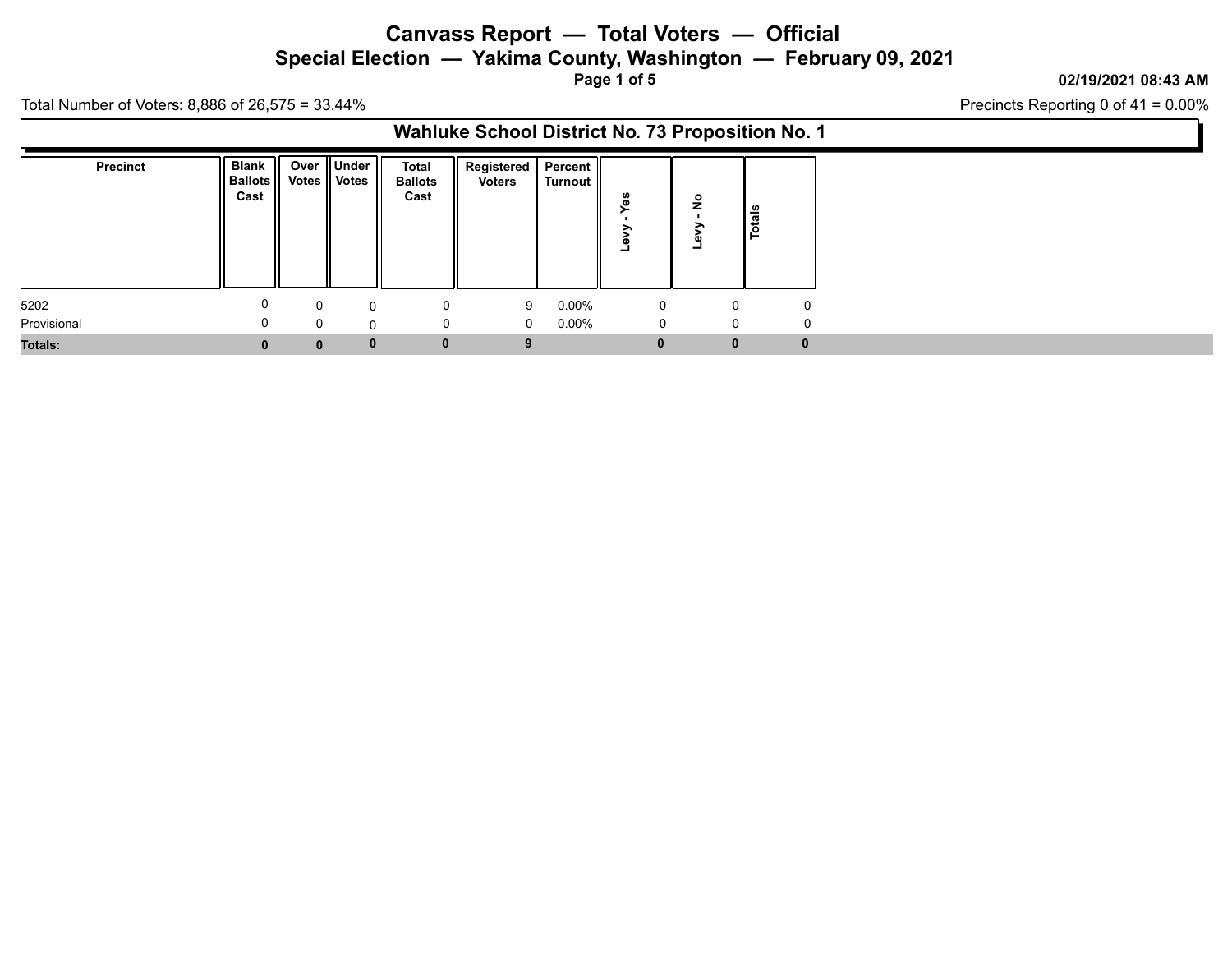# Canvass Report — Total Voters — Official

## Special Election — Yakima County, Washington — February 09, 2021

02/19/2021 08:43 AM

Total Number of Voters: 8,886 of 26,575 = 33.44%

Precincts Reporting 0 of 41 = 0.00%

### Wahluke School District No. 73 Proposition No. 1

| Precinct | Blank Ballots Cast | Over Votes | Under Votes | Total Ballots Cast | Registered Voters | Percent Turnout | Levy - Yes | Levy - No | Totals |
|---|---|---|---|---|---|---|---|---|---|
| 5202 | 0 | 0 | 0 | 0 | 9 | 0.00% | 0 | 0 | 0 |
| Provisional | 0 | 0 | 0 | 0 | 0 | 0.00% | 0 | 0 | 0 |
| **Totals:** | **0** | **0** | **0** | **0** | **9** | | **0** | **0** | **0** |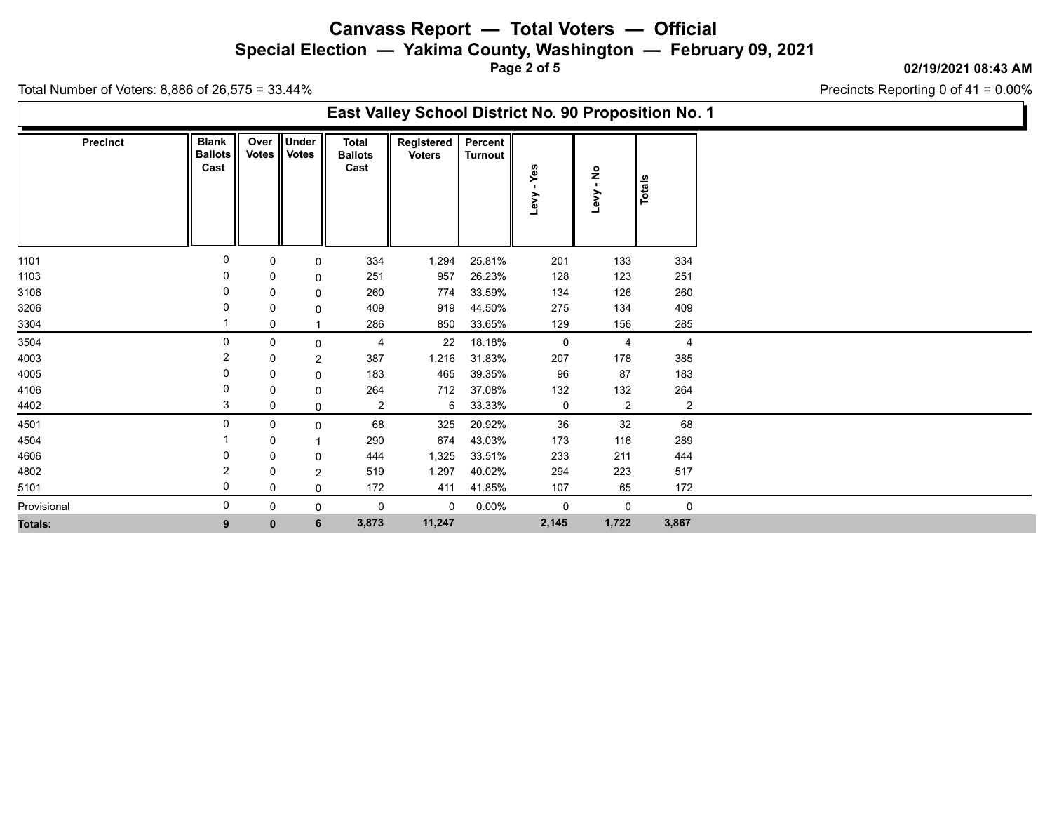# Canvass Report — Total Voters — Official

## Special Election — Yakima County, Washington — February 09, 2021

02/19/2021 08:43 AM

Total Number of Voters: 8,886 of 26,575 = 33.44%

Precincts Reporting 0 of 41 = 0.00%

### East Valley School District No. 90 Proposition No. 1

| Precinct | Blank Ballots Cast | Over Votes | Under Votes | Total Ballots Cast | Registered Voters | Percent Turnout | Levy - Yes | Levy - No | Totals |
|---|---|---|---|---|---|---|---|---|---|
| 1101 | 0 | 0 | 0 | 334 | 1,294 | 25.81% | 201 | 133 | 334 |
| 1103 | 0 | 0 | 0 | 251 | 957 | 26.23% | 128 | 123 | 251 |
| 3106 | 0 | 0 | 0 | 260 | 774 | 33.59% | 134 | 126 | 260 |
| 3206 | 0 | 0 | 0 | 409 | 919 | 44.50% | 275 | 134 | 409 |
| 3304 | 1 | 0 | 1 | 286 | 850 | 33.65% | 129 | 156 | 285 |
| 3504 | 0 | 0 | 0 | 4 | 22 | 18.18% | 0 | 4 | 4 |
| 4003 | 2 | 0 | 2 | 387 | 1,216 | 31.83% | 207 | 178 | 385 |
| 4005 | 0 | 0 | 0 | 183 | 465 | 39.35% | 96 | 87 | 183 |
| 4106 | 0 | 0 | 0 | 264 | 712 | 37.08% | 132 | 132 | 264 |
| 4402 | 3 | 0 | 0 | 2 | 6 | 33.33% | 0 | 2 | 2 |
| 4501 | 0 | 0 | 0 | 68 | 325 | 20.92% | 36 | 32 | 68 |
| 4504 | 1 | 0 | 1 | 290 | 674 | 43.03% | 173 | 116 | 289 |
| 4606 | 0 | 0 | 0 | 444 | 1,325 | 33.51% | 233 | 211 | 444 |
| 4802 | 2 | 0 | 2 | 519 | 1,297 | 40.02% | 294 | 223 | 517 |
| 5101 | 0 | 0 | 0 | 172 | 411 | 41.85% | 107 | 65 | 172 |
| Provisional | 0 | 0 | 0 | 0 | 0 | 0.00% | 0 | 0 | 0 |
| **Totals:** | **9** | **0** | **6** | **3,873** | **11,247** | | **2,145** | **1,722** | **3,867** |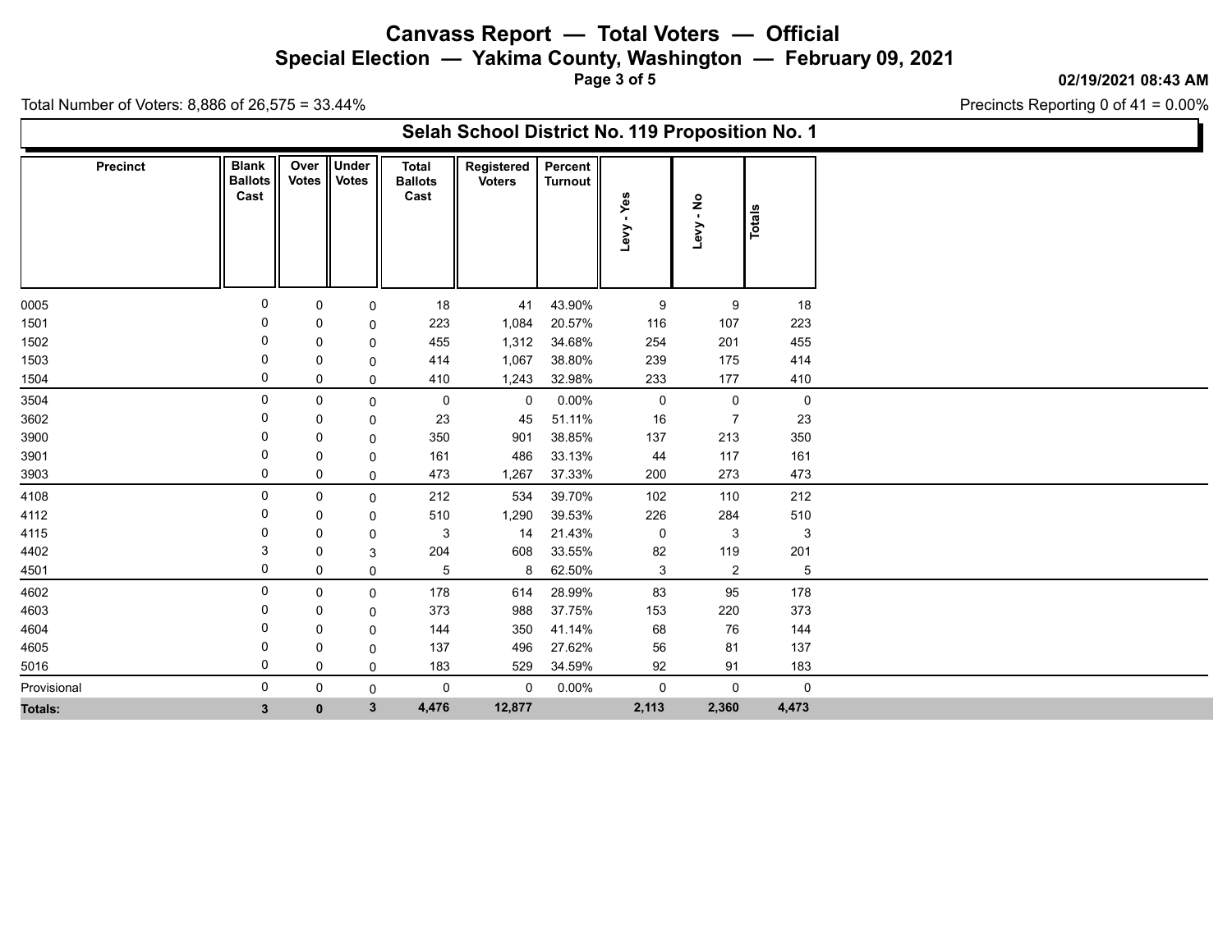# Canvass Report — Total Voters — Official

## Special Election — Yakima County, Washington — February 09, 2021

02/19/2021 08:43 AM

Total Number of Voters: 8,886 of 26,575 = 33.44%

Precincts Reporting 0 of 41 = 0.00%

### Selah School District No. 119 Proposition No. 1

| Precinct | Blank Ballots Cast | Over Votes | Under Votes | Total Ballots Cast | Registered Voters | Percent Turnout | Levy - Yes | Levy - No | Totals |
|---|---|---|---|---|---|---|---|---|---|
| 0005 | 0 | 0 | 0 | 18 | 41 | 43.90% | 9 | 9 | 18 |
| 1501 | 0 | 0 | 0 | 223 | 1,084 | 20.57% | 116 | 107 | 223 |
| 1502 | 0 | 0 | 0 | 455 | 1,312 | 34.68% | 254 | 201 | 455 |
| 1503 | 0 | 0 | 0 | 414 | 1,067 | 38.80% | 239 | 175 | 414 |
| 1504 | 0 | 0 | 0 | 410 | 1,243 | 32.98% | 233 | 177 | 410 |
| 3504 | 0 | 0 | 0 | 0 | 0 | 0.00% | 0 | 0 | 0 |
| 3602 | 0 | 0 | 0 | 23 | 45 | 51.11% | 16 | 7 | 23 |
| 3900 | 0 | 0 | 0 | 350 | 901 | 38.85% | 137 | 213 | 350 |
| 3901 | 0 | 0 | 0 | 161 | 486 | 33.13% | 44 | 117 | 161 |
| 3903 | 0 | 0 | 0 | 473 | 1,267 | 37.33% | 200 | 273 | 473 |
| 4108 | 0 | 0 | 0 | 212 | 534 | 39.70% | 102 | 110 | 212 |
| 4112 | 0 | 0 | 0 | 510 | 1,290 | 39.53% | 226 | 284 | 510 |
| 4115 | 0 | 0 | 0 | 3 | 14 | 21.43% | 0 | 3 | 3 |
| 4402 | 3 | 0 | 3 | 204 | 608 | 33.55% | 82 | 119 | 201 |
| 4501 | 0 | 0 | 0 | 5 | 8 | 62.50% | 3 | 2 | 5 |
| 4602 | 0 | 0 | 0 | 178 | 614 | 28.99% | 83 | 95 | 178 |
| 4603 | 0 | 0 | 0 | 373 | 988 | 37.75% | 153 | 220 | 373 |
| 4604 | 0 | 0 | 0 | 144 | 350 | 41.14% | 68 | 76 | 144 |
| 4605 | 0 | 0 | 0 | 137 | 496 | 27.62% | 56 | 81 | 137 |
| 5016 | 0 | 0 | 0 | 183 | 529 | 34.59% | 92 | 91 | 183 |
| Provisional | 0 | 0 | 0 | 0 | 0 | 0.00% | 0 | 0 | 0 |
| **Totals:** | **3** | **0** | **3** | **4,476** | **12,877** | | **2,113** | **2,360** | **4,473** |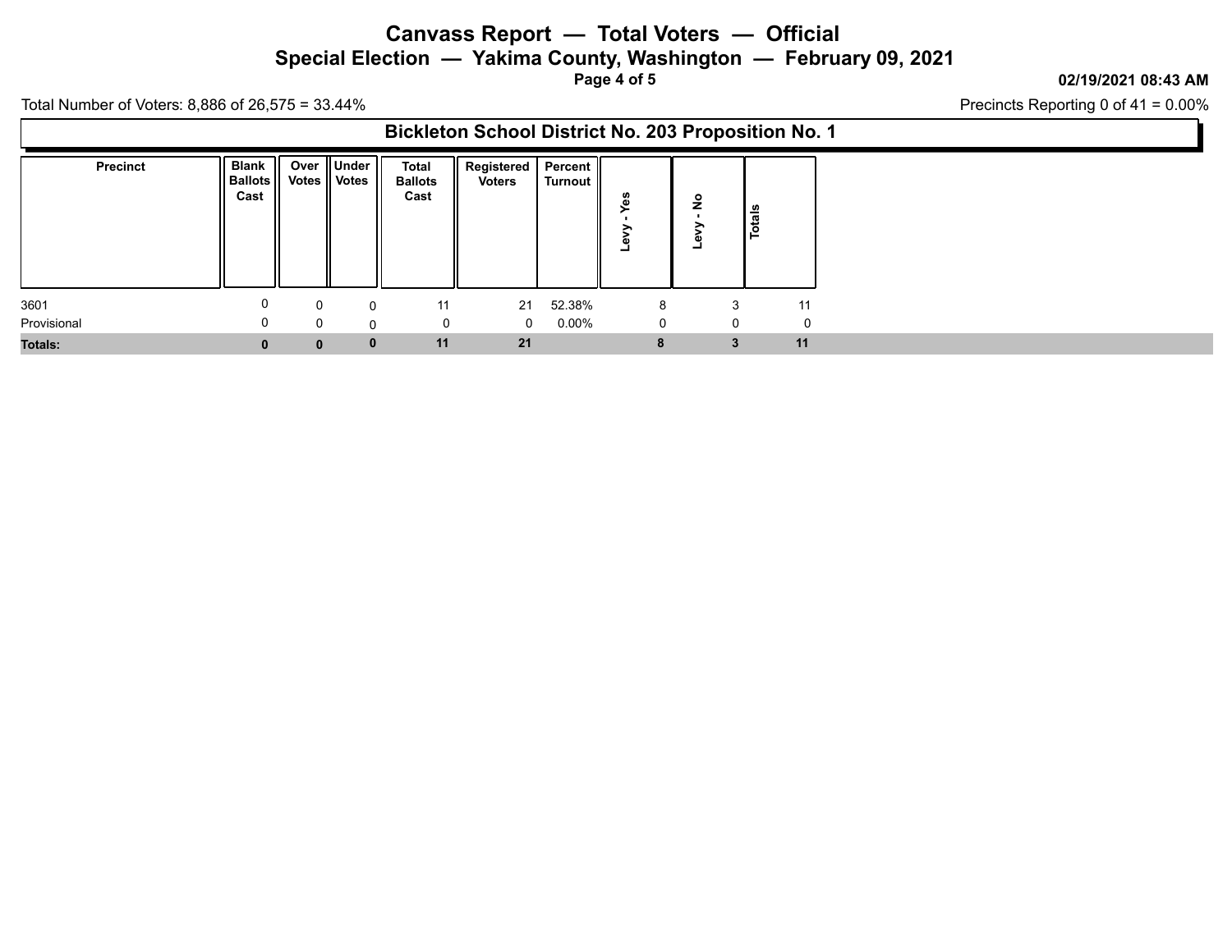# Canvass Report — Total Voters — Official

## Special Election — Yakima County, Washington — February 09, 2021

02/19/2021 08:43 AM

Total Number of Voters: 8,886 of 26,575 = 33.44%

Precincts Reporting 0 of 41 = 0.00%

### Bickleton School District No. 203 Proposition No. 1

| Precinct | Blank Ballots Cast | Over Votes | Under Votes | Total Ballots Cast | Registered Voters | Percent Turnout | Levy - Yes | Levy - No | Totals |
|---|---|---|---|---|---|---|---|---|---|
| 3601 | 0 | 0 | 0 | 11 | 21 | 52.38% | 8 | 3 | 11 |
| Provisional | 0 | 0 | 0 | 0 | 0 | 0.00% | 0 | 0 | 0 |
| **Totals:** | **0** | **0** | **0** | **11** | **21** | | **8** | **3** | **11** |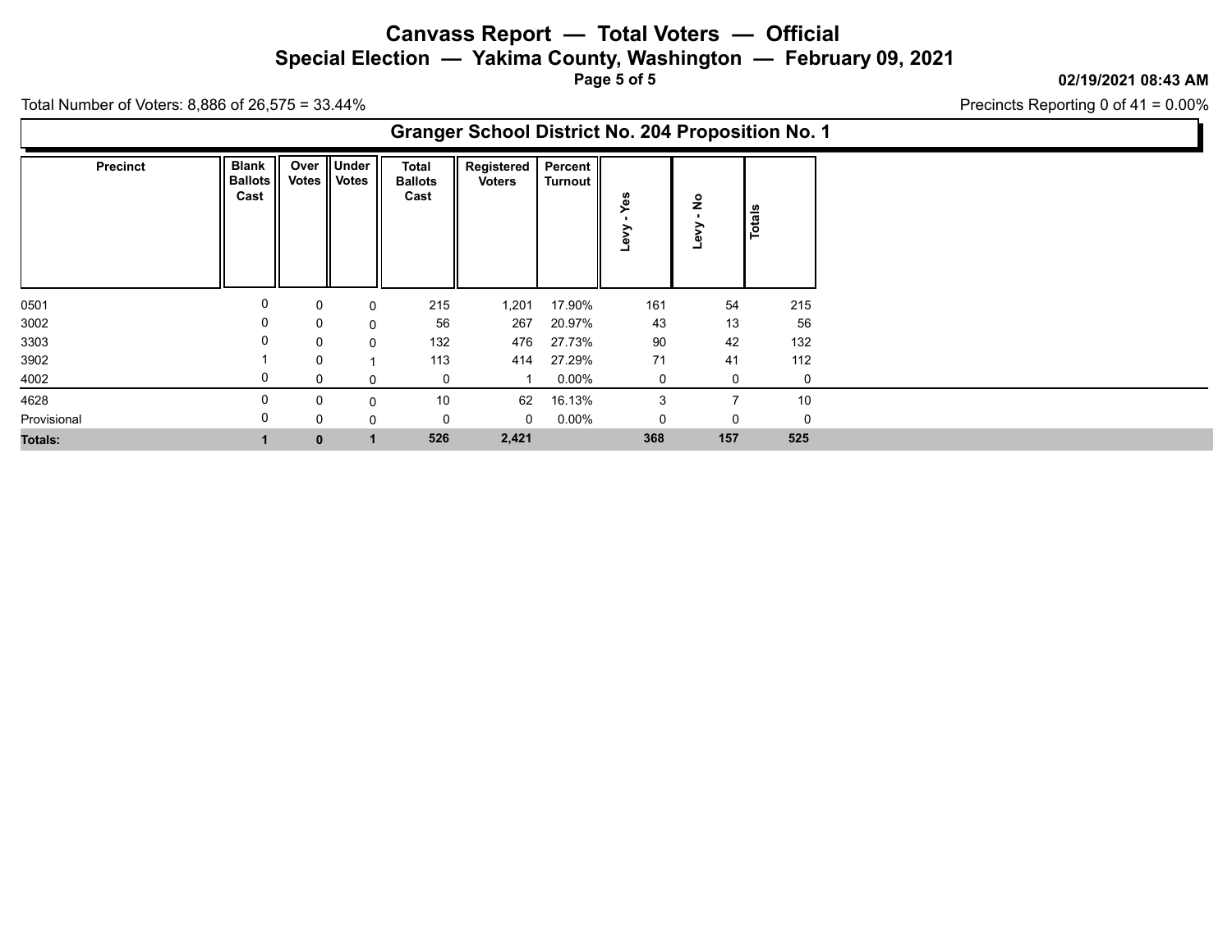# Canvass Report — Total Voters — Official

## Special Election — Yakima County, Washington — February 09, 2021

02/19/2021 08:43 AM

Total Number of Voters: 8,886 of 26,575 = 33.44%

Precincts Reporting 0 of 41 = 0.00%

### Granger School District No. 204 Proposition No. 1

| Precinct | Blank Ballots Cast | Over Votes | Under Votes | Total Ballots Cast | Registered Voters | Percent Turnout | Levy - Yes | Levy - No | Totals |
|---|---|---|---|---|---|---|---|---|---|
| 0501 | 0 | 0 | 0 | 215 | 1,201 | 17.90% | 161 | 54 | 215 |
| 3002 | 0 | 0 | 0 | 56 | 267 | 20.97% | 43 | 13 | 56 |
| 3303 | 0 | 0 | 0 | 132 | 476 | 27.73% | 90 | 42 | 132 |
| 3902 | 1 | 0 | 1 | 113 | 414 | 27.29% | 71 | 41 | 112 |
| 4002 | 0 | 0 | 0 | 0 | 1 | 0.00% | 0 | 0 | 0 |
| 4628 | 0 | 0 | 0 | 10 | 62 | 16.13% | 3 | 7 | 10 |
| Provisional | 0 | 0 | 0 | 0 | 0 | 0.00% | 0 | 0 | 0 |
| **Totals:** | **1** | **0** | **1** | **526** | **2,421** | | **368** | **157** | **525** |